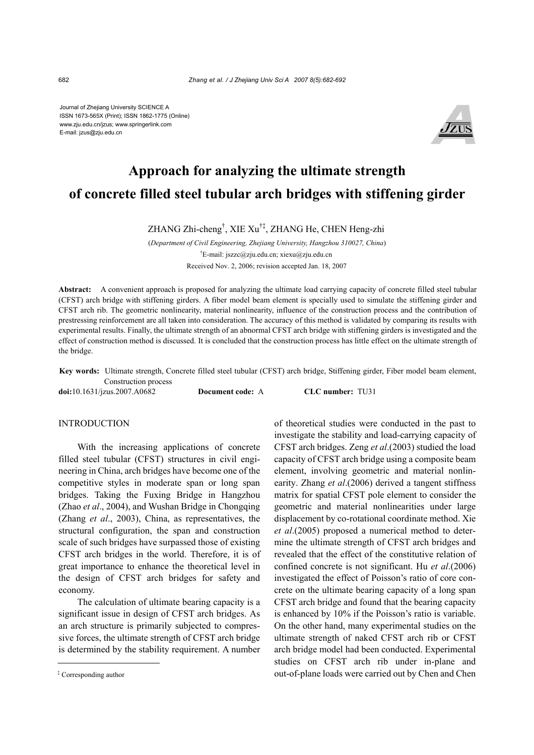Journal of Zhejiang University SCIENCE A
ISSN 1673-565X (Print); ISSN 1862-1775 (Online)
www.zju.edu.cn/jzus; www.springerlink.com
E-mail: jzus@zju.edu.cn

# Approach for analyzing the ultimate strength of concrete filled steel tubular arch bridges with stiffening girder

ZHANG Zhi-cheng[†], XIE Xu[†‡], ZHANG He, CHEN Heng-zhi

(*Department of Civil Engineering, Zhejiang University, Hangzhou 310027, China*)

[†]E-mail: jszzc@zju.edu.cn; xiexu@zju.edu.cn

Received Nov. 2, 2006; revision accepted Jan. 18, 2007

**Abstract:** A convenient approach is proposed for analyzing the ultimate load carrying capacity of concrete filled steel tubular (CFST) arch bridge with stiffening girders. A fiber model beam element is specially used to simulate the stiffening girder and CFST arch rib. The geometric nonlinearity, material nonlinearity, influence of the construction process and the contribution of prestressing reinforcement are all taken into consideration. The accuracy of this method is validated by comparing its results with experimental results. Finally, the ultimate strength of an abnormal CFST arch bridge with stiffening girders is investigated and the effect of construction method is discussed. It is concluded that the construction process has little effect on the ultimate strength of the bridge.

**Key words:** Ultimate strength, Concrete filled steel tubular (CFST) arch bridge, Stiffening girder, Fiber model beam element, Construction process

**doi:**10.1631/jzus.2007.A0682 **Document code:** A **CLC number:** TU31

## INTRODUCTION

With the increasing applications of concrete filled steel tubular (CFST) structures in civil engineering in China, arch bridges have become one of the competitive styles in moderate span or long span bridges. Taking the Fuxing Bridge in Hangzhou (Zhao *et al*., 2004), and Wushan Bridge in Chongqing (Zhang *et al*., 2003), China, as representatives, the structural configuration, the span and construction scale of such bridges have surpassed those of existing CFST arch bridges in the world. Therefore, it is of great importance to enhance the theoretical level in the design of CFST arch bridges for safety and economy.

The calculation of ultimate bearing capacity is a significant issue in design of CFST arch bridges. As an arch structure is primarily subjected to compressive forces, the ultimate strength of CFST arch bridge is determined by the stability requirement. A number of theoretical studies were conducted in the past to investigate the stability and load-carrying capacity of CFST arch bridges. Zeng *et al*.(2003) studied the load capacity of CFST arch bridge using a composite beam element, involving geometric and material nonlinearity. Zhang *et al*.(2006) derived a tangent stiffness matrix for spatial CFST pole element to consider the geometric and material nonlinearities under large displacement by co-rotational coordinate method. Xie *et al*.(2005) proposed a numerical method to determine the ultimate strength of CFST arch bridges and revealed that the effect of the constitutive relation of confined concrete is not significant. Hu *et al*.(2006) investigated the effect of Poisson's ratio of core concrete on the ultimate bearing capacity of a long span CFST arch bridge and found that the bearing capacity is enhanced by 10% if the Poisson's ratio is variable. On the other hand, many experimental studies on the ultimate strength of naked CFST arch rib or CFST arch bridge model had been conducted. Experimental studies on CFST arch rib under in-plane and out-of-plane loads were carried out by Chen and Chen

[‡] Corresponding author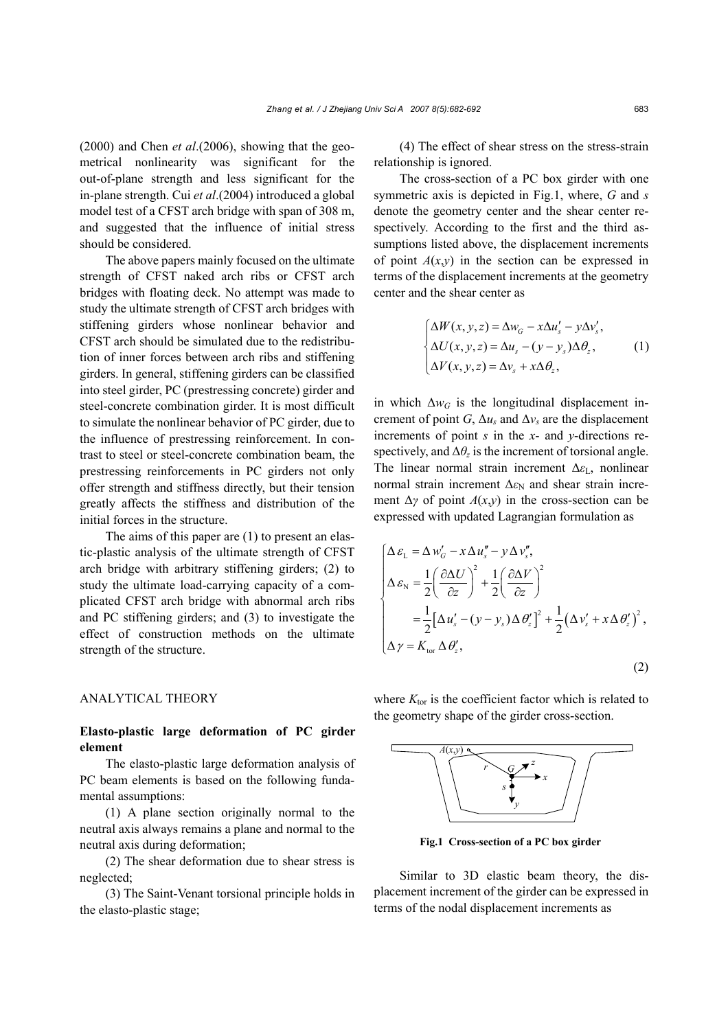(2000) and Chen *et al*.(2006), showing that the geometrical nonlinearity was significant for the out-of-plane strength and less significant for the in-plane strength. Cui *et al*.(2004) introduced a global model test of a CFST arch bridge with span of 308 m, and suggested that the influence of initial stress should be considered.

The above papers mainly focused on the ultimate strength of CFST naked arch ribs or CFST arch bridges with floating deck. No attempt was made to study the ultimate strength of CFST arch bridges with stiffening girders whose nonlinear behavior and CFST arch should be simulated due to the redistribution of inner forces between arch ribs and stiffening girders. In general, stiffening girders can be classified into steel girder, PC (prestressing concrete) girder and steel-concrete combination girder. It is most difficult to simulate the nonlinear behavior of PC girder, due to the influence of prestressing reinforcement. In contrast to steel or steel-concrete combination beam, the prestressing reinforcements in PC girders not only offer strength and stiffness directly, but their tension greatly affects the stiffness and distribution of the initial forces in the structure.

The aims of this paper are (1) to present an elastic-plastic analysis of the ultimate strength of CFST arch bridge with arbitrary stiffening girders; (2) to study the ultimate load-carrying capacity of a complicated CFST arch bridge with abnormal arch ribs and PC stiffening girders; and (3) to investigate the effect of construction methods on the ultimate strength of the structure.

## ANALYTICAL THEORY

### Elasto-plastic large deformation of PC girder element

The elasto-plastic large deformation analysis of PC beam elements is based on the following fundamental assumptions:

(1) A plane section originally normal to the neutral axis always remains a plane and normal to the neutral axis during deformation;

(2) The shear deformation due to shear stress is neglected;

(3) The Saint-Venant torsional principle holds in the elasto-plastic stage;

(4) The effect of shear stress on the stress-strain relationship is ignored.

The cross-section of a PC box girder with one symmetric axis is depicted in Fig.1, where, $G$ and $s$ denote the geometry center and the shear center respectively. According to the first and the third assumptions listed above, the displacement increments of point $A(x,y)$ in the section can be expressed in terms of the displacement increments at the geometry center and the shear center as

$$
\begin{cases}
\Delta W(x,y,z) = \Delta w_G - x\Delta u_s' - y\Delta v_s', \\
\Delta U(x,y,z) = \Delta u_s - (y - y_s)\Delta\theta_z, \\
\Delta V(x,y,z) = \Delta v_s + x\Delta\theta_z,
\end{cases}
\tag{1}
$$

in which $\Delta w_G$ is the longitudinal displacement increment of point $G$, $\Delta u_s$ and $\Delta v_s$ are the displacement increments of point $s$ in the $x$- and $y$-directions respectively, and $\Delta\theta_z$ is the increment of torsional angle. The linear normal strain increment $\Delta\varepsilon_{\mathrm{L}}$, nonlinear normal strain increment $\Delta\varepsilon_{\mathrm{N}}$ and shear strain increment $\Delta\gamma$ of point $A(x,y)$ in the cross-section can be expressed with updated Lagrangian formulation as

$$
\begin{cases}
\Delta\varepsilon_{\mathrm{L}} = \Delta w_G' - x\Delta u_s'' - y\Delta v_s'', \\
\Delta\varepsilon_{\mathrm{N}} = \dfrac{1}{2}\left(\dfrac{\partial \Delta U}{\partial z}\right)^2 + \dfrac{1}{2}\left(\dfrac{\partial \Delta V}{\partial z}\right)^2 \\
\qquad = \dfrac{1}{2}\left[\Delta u_s' - (y - y_s)\Delta\theta_z'\right]^2 + \dfrac{1}{2}\left(\Delta v_s' + x\Delta\theta_z'\right)^2, \\
\Delta\gamma = K_{\mathrm{tor}}\,\Delta\theta_z',
\end{cases}
\tag{2}
$$

where $K_{\mathrm{tor}}$ is the coefficient factor which is related to the geometry shape of the girder cross-section.

**Fig.1 Cross-section of a PC box girder**

Similar to 3D elastic beam theory, the displacement increment of the girder can be expressed in terms of the nodal displacement increments as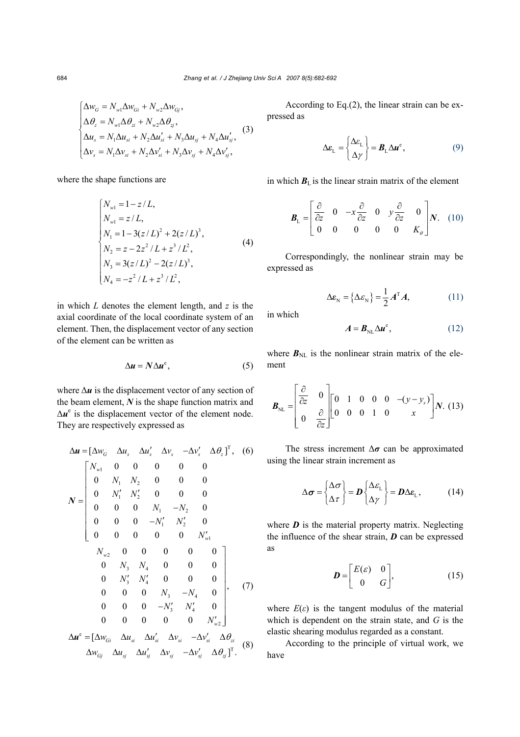$$
\begin{cases}
\Delta w_G = N_{w1}\Delta w_{Gi} + N_{w2}\Delta w_{Gj}, \\
\Delta \theta_z = N_{w1}\Delta \theta_{zi} + N_{w2}\Delta \theta_{zj}, \\
\Delta u_s = N_1 \Delta u_{si} + N_2 \Delta u'_{si} + N_3 \Delta u_{sj} + N_4 \Delta u'_{sj}, \\
\Delta v_s = N_1 \Delta v_{si} + N_2 \Delta v'_{si} + N_3 \Delta v_{sj} + N_4 \Delta v'_{sj},
\end{cases} \tag{3}
$$

where the shape functions are

$$
\begin{cases}
N_{w1} = 1 - z/L, \\
N_{w1} = z/L, \\
N_1 = 1 - 3(z/L)^2 + 2(z/L)^3, \\
N_2 = z - 2z^2/L + z^3/L^2, \\
N_3 = 3(z/L)^2 - 2(z/L)^3, \\
N_4 = -z^2/L + z^3/L^2,
\end{cases} \tag{4}
$$

in which $L$ denotes the element length, and $z$ is the axial coordinate of the local coordinate system of an element. Then, the displacement vector of any section of the element can be written as

$$
\Delta \boldsymbol{u} = \boldsymbol{N} \Delta \boldsymbol{u}^{\mathrm{e}}, \tag{5}
$$

where $\Delta \boldsymbol{u}$ is the displacement vector of any section of the beam element, $\boldsymbol{N}$ is the shape function matrix and $\Delta \boldsymbol{u}^{\mathrm{e}}$ is the displacement vector of the element node. They are respectively expressed as

$$
\Delta \boldsymbol{u} = [\Delta w_G \quad \Delta u_s \quad \Delta u'_s \quad \Delta v_s \quad -\Delta v'_s \quad \Delta \theta_z]^{\mathrm{T}}, \tag{6}
$$

$$
\boldsymbol{N} = \begin{bmatrix}
N_{w1} & 0 & 0 & 0 & 0 & 0 \\
0 & N_1 & N_2 & 0 & 0 & 0 \\
0 & N'_1 & N'_2 & 0 & 0 & 0 \\
0 & 0 & 0 & N_1 & -N_2 & 0 \\
0 & 0 & 0 & -N'_1 & N'_2 & 0 \\
0 & 0 & 0 & 0 & 0 & N'_{w1}
\end{bmatrix.}
\begin{matrix}
N_{w2} & 0 & 0 & 0 & 0 & 0 \\
0 & N_3 & N_4 & 0 & 0 & 0 \\
0 & N'_3 & N'_4 & 0 & 0 & 0 \\
0 & 0 & 0 & N_3 & -N_4 & 0 \\
0 & 0 & 0 & -N'_3 & N'_4 & 0 \\
0 & 0 & 0 & 0 & 0 & N'_{w2}
\end{matrix}\Bigg], \tag{7}
$$

$$
\begin{aligned}
\Delta \boldsymbol{u}^{\mathrm{e}} = [&\Delta w_{Gi} \quad \Delta u_{si} \quad \Delta u'_{si} \quad \Delta v_{si} \quad -\Delta v'_{si} \quad \Delta \theta_{zi} \\
&\Delta w_{Gj} \quad \Delta u_{sj} \quad \Delta u'_{sj} \quad \Delta v_{sj} \quad -\Delta v'_{sj} \quad \Delta \theta_{zj}]^{\mathrm{T}}.
\end{aligned} \tag{8}
$$

According to Eq.(2), the linear strain can be expressed as

$$
\Delta \boldsymbol{\varepsilon}_{\mathrm{L}} = \begin{Bmatrix} \Delta \varepsilon_{\mathrm{L}} \\ \Delta \gamma \end{Bmatrix} = \boldsymbol{B}_{\mathrm{L}} \Delta \boldsymbol{u}^{\mathrm{e}}, \tag{9}
$$

in which $\boldsymbol{B}_{\mathrm{L}}$ is the linear strain matrix of the element

$$
\boldsymbol{B}_{\mathrm{L}} = \begin{bmatrix}
\dfrac{\partial}{\partial z} & 0 & -x\dfrac{\partial}{\partial z} & 0 & y\dfrac{\partial}{\partial z} & 0 \\
0 & 0 & 0 & 0 & 0 & K_\theta
\end{bmatrix} \boldsymbol{N}. \tag{10}
$$

Correspondingly, the nonlinear strain may be expressed as

$$
\Delta \boldsymbol{\varepsilon}_{\mathrm{N}} = \{\Delta \varepsilon_{\mathrm{N}}\} = \frac{1}{2}\boldsymbol{A}^{\mathrm{T}}\boldsymbol{A}, \tag{11}
$$

in which

$$
\boldsymbol{A} = \boldsymbol{B}_{\mathrm{NL}} \Delta \boldsymbol{u}^{\mathrm{e}}, \tag{12}
$$

where $\boldsymbol{B}_{\mathrm{NL}}$ is the nonlinear strain matrix of the element

$$
\boldsymbol{B}_{\mathrm{NL}} = \begin{bmatrix}
\dfrac{\partial}{\partial z} & 0 \\
0 & \dfrac{\partial}{\partial z}
\end{bmatrix}
\begin{bmatrix}
0 & 1 & 0 & 0 & 0 & -(y - y_s) \\
0 & 0 & 0 & 1 & 0 & x
\end{bmatrix} \boldsymbol{N}. \tag{13}
$$

The stress increment $\Delta \boldsymbol{\sigma}$ can be approximated using the linear strain increment as

$$
\Delta \boldsymbol{\sigma} = \begin{Bmatrix} \Delta \sigma \\ \Delta \tau \end{Bmatrix} = \boldsymbol{D} \begin{Bmatrix} \Delta \varepsilon_{\mathrm{L}} \\ \Delta \gamma \end{Bmatrix} = \boldsymbol{D} \Delta \boldsymbol{\varepsilon}_{\mathrm{L}}, \tag{14}
$$

where $\boldsymbol{D}$ is the material property matrix. Neglecting the influence of the shear strain, $\boldsymbol{D}$ can be expressed as

$$
\boldsymbol{D} = \begin{bmatrix} E(\varepsilon) & 0 \\ 0 & G \end{bmatrix}, \tag{15}
$$

where $E(\varepsilon)$ is the tangent modulus of the material which is dependent on the strain state, and $G$ is the elastic shearing modulus regarded as a constant.

According to the principle of virtual work, we have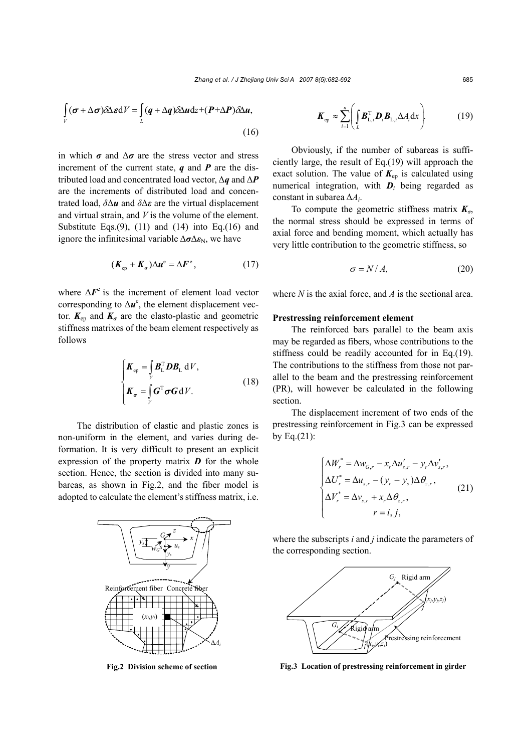$$\int_V (\boldsymbol{\sigma}+\Delta\boldsymbol{\sigma})\delta\Delta\boldsymbol{\varepsilon}\mathrm{d}V=\int_L (\boldsymbol{q}+\Delta\boldsymbol{q})\delta\Delta\boldsymbol{u}\mathrm{d}z+(\boldsymbol{P}+\Delta\boldsymbol{P})\delta\Delta\boldsymbol{u}, \tag{16}$$

in which $\boldsymbol{\sigma}$ and $\Delta\boldsymbol{\sigma}$ are the stress vector and stress increment of the current state, $\boldsymbol{q}$ and $\boldsymbol{P}$ are the distributed load and concentrated load vector, $\Delta\boldsymbol{q}$ and $\Delta\boldsymbol{P}$ are the increments of distributed load and concentrated load, $\delta\Delta\boldsymbol{u}$ and $\delta\Delta\boldsymbol{\varepsilon}$ are the virtual displacement and virtual strain, and $V$ is the volume of the element. Substitute Eqs.(9), (11) and (14) into Eq.(16) and ignore the infinitesimal variable $\Delta\boldsymbol{\sigma}\Delta\boldsymbol{\varepsilon}_{\mathrm{N}}$, we have

$$(\boldsymbol{K}_{\mathrm{ep}}+\boldsymbol{K}_{\boldsymbol{\sigma}})\Delta\boldsymbol{u}^{\mathrm{e}}=\Delta\boldsymbol{F}^{\mathrm{e}}, \tag{17}$$

where $\Delta\boldsymbol{F}^{\mathrm{e}}$ is the increment of element load vector corresponding to $\Delta\boldsymbol{u}^{\mathrm{e}}$, the element displacement vector. $\boldsymbol{K}_{\mathrm{ep}}$ and $\boldsymbol{K}_{\sigma}$ are the elasto-plastic and geometric stiffness matrixes of the beam element respectively as follows

$$\begin{cases}\boldsymbol{K}_{\mathrm{ep}}=\int_V \boldsymbol{B}_{\mathrm{L}}^{\mathrm{T}}\boldsymbol{D}\boldsymbol{B}_{\mathrm{L}}\,\mathrm{d}V,\\ \boldsymbol{K}_{\boldsymbol{\sigma}}=\int_V \boldsymbol{G}^{\mathrm{T}}\boldsymbol{\sigma}\boldsymbol{G}\,\mathrm{d}V.\end{cases} \tag{18}$$

The distribution of elastic and plastic zones is non-uniform in the element, and varies during deformation. It is very difficult to present an explicit expression of the property matrix $\boldsymbol{D}$ for the whole section. Hence, the section is divided into many subareas, as shown in Fig.2, and the fiber model is adopted to calculate the element's stiffness matrix, i.e.

**Fig.2 Division scheme of section**

$$\boldsymbol{K}_{\mathrm{ep}}\approx\sum_{i=1}^{n}\left(\int_L \boldsymbol{B}_{\mathrm{L},i}^{\mathrm{T}}\boldsymbol{D}_i\boldsymbol{B}_{\mathrm{L},i}\Delta A_i\mathrm{d}x\right). \tag{19}$$

Obviously, if the number of subareas is sufficiently large, the result of Eq.(19) will approach the exact solution. The value of $\boldsymbol{K}_{\mathrm{ep}}$ is calculated using numerical integration, with $\boldsymbol{D}_i$ being regarded as constant in subarea $\Delta A_i$.

To compute the geometric stiffness matrix $\boldsymbol{K}_{\sigma}$, the normal stress should be expressed in terms of axial force and bending moment, which actually has very little contribution to the geometric stiffness, so

$$\sigma=N/A, \tag{20}$$

where $N$ is the axial force, and $A$ is the sectional area.

**Prestressing reinforcement element**

The reinforced bars parallel to the beam axis may be regarded as fibers, whose contributions to the stiffness could be readily accounted for in Eq.(19). The contributions to the stiffness from those not parallel to the beam and the prestressing reinforcement (PR), will however be calculated in the following section.

The displacement increment of two ends of the prestressing reinforcement in Fig.3 can be expressed by Eq.(21):

$$\begin{cases}\Delta W_r^*=\Delta w_{G,r}-x_r\Delta u'_{s,r}-y_r\Delta v'_{s,r},\\ \Delta U_r^*=\Delta u_{s,r}-(y_r-y_s)\Delta\theta_{z,r},\\ \Delta V_r^*=\Delta v_{s,r}+x_r\Delta\theta_{z,r},\\ \qquad r=i,j,\end{cases} \tag{21}$$

where the subscripts $i$ and $j$ indicate the parameters of the corresponding section.

**Fig.3 Location of prestressing reinforcement in girder**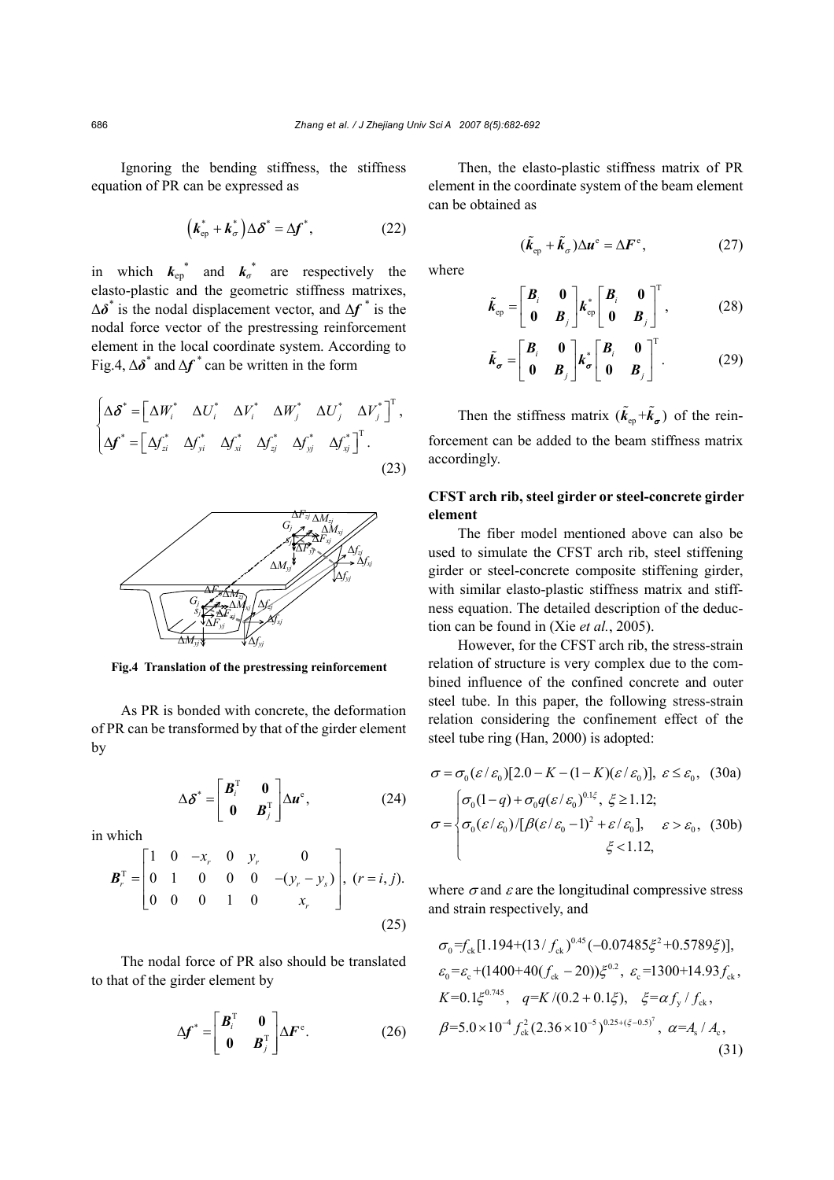Ignoring the bending stiffness, the stiffness equation of PR can be expressed as

$$\left(\boldsymbol{k}_{\mathrm{ep}}^{*}+\boldsymbol{k}_{\sigma}^{*}\right)\Delta\boldsymbol{\delta}^{*}=\Delta\boldsymbol{f}^{*}, \tag{22}$$

in which $\boldsymbol{k}_{\mathrm{ep}}^{*}$ and $\boldsymbol{k}_{\sigma}^{*}$ are respectively the elasto-plastic and the geometric stiffness matrixes, $\Delta\boldsymbol{\delta}^{*}$ is the nodal displacement vector, and $\Delta\boldsymbol{f}^{*}$ is the nodal force vector of the prestressing reinforcement element in the local coordinate system. According to Fig.4, $\Delta\boldsymbol{\delta}^{*}$ and $\Delta\boldsymbol{f}^{*}$ can be written in the form

$$\begin{cases}\Delta\boldsymbol{\delta}^{*}=\left[\Delta W_i^{*} \quad \Delta U_i^{*} \quad \Delta V_i^{*} \quad \Delta W_j^{*} \quad \Delta U_j^{*} \quad \Delta V_j^{*}\right]^{\mathrm{T}},\\ \Delta\boldsymbol{f}^{*}=\left[\Delta f_{zi}^{*} \quad \Delta f_{yi}^{*} \quad \Delta f_{xi}^{*} \quad \Delta f_{zj}^{*} \quad \Delta f_{yj}^{*} \quad \Delta f_{xj}^{*}\right]^{\mathrm{T}}.\end{cases} \tag{23}$$

**Fig.4 Translation of the prestressing reinforcement**

As PR is bonded with concrete, the deformation of PR can be transformed by that of the girder element by

$$\Delta\boldsymbol{\delta}^{*}=\begin{bmatrix}\boldsymbol{B}_i^{\mathrm{T}} & \boldsymbol{0}\\ \boldsymbol{0} & \boldsymbol{B}_j^{\mathrm{T}}\end{bmatrix}\Delta\boldsymbol{u}^{\mathrm{e}}, \tag{24}$$

in which

$$\boldsymbol{B}_r^{\mathrm{T}}=\begin{bmatrix}1 & 0 & -x_r & 0 & y_r & 0\\ 0 & 1 & 0 & 0 & 0 & -(y_r-y_s)\\ 0 & 0 & 0 & 1 & 0 & x_r\end{bmatrix},\ (r=i,j). \tag{25}$$

The nodal force of PR also should be translated to that of the girder element by

$$\Delta\boldsymbol{f}^{*}=\begin{bmatrix}\boldsymbol{B}_i^{\mathrm{T}} & \boldsymbol{0}\\ \boldsymbol{0} & \boldsymbol{B}_j^{\mathrm{T}}\end{bmatrix}\Delta\boldsymbol{F}^{\mathrm{e}}. \tag{26}$$

Then, the elasto-plastic stiffness matrix of PR element in the coordinate system of the beam element can be obtained as

$$(\tilde{\boldsymbol{k}}_{\mathrm{ep}}+\tilde{\boldsymbol{k}}_{\sigma})\Delta\boldsymbol{u}^{\mathrm{e}}=\Delta\boldsymbol{F}^{\mathrm{e}}, \tag{27}$$

where

$$\tilde{\boldsymbol{k}}_{\mathrm{ep}}=\begin{bmatrix}\boldsymbol{B}_i & \boldsymbol{0}\\ \boldsymbol{0} & \boldsymbol{B}_j\end{bmatrix}\boldsymbol{k}_{\mathrm{ep}}^{*}\begin{bmatrix}\boldsymbol{B}_i & \boldsymbol{0}\\ \boldsymbol{0} & \boldsymbol{B}_j\end{bmatrix}^{\mathrm{T}}, \tag{28}$$

$$\tilde{\boldsymbol{k}}_{\boldsymbol{\sigma}}=\begin{bmatrix}\boldsymbol{B}_i & \boldsymbol{0}\\ \boldsymbol{0} & \boldsymbol{B}_j\end{bmatrix}\boldsymbol{k}_{\boldsymbol{\sigma}}^{*}\begin{bmatrix}\boldsymbol{B}_i & \boldsymbol{0}\\ \boldsymbol{0} & \boldsymbol{B}_j\end{bmatrix}^{\mathrm{T}}. \tag{29}$$

Then the stiffness matrix $(\tilde{\boldsymbol{k}}_{\mathrm{ep}}+\tilde{\boldsymbol{k}}_{\boldsymbol{\sigma}})$ of the reinforcement can be added to the beam stiffness matrix accordingly.

## CFST arch rib, steel girder or steel-concrete girder element

The fiber model mentioned above can also be used to simulate the CFST arch rib, steel stiffening girder or steel-concrete composite stiffening girder, with similar elasto-plastic stiffness matrix and stiffness equation. The detailed description of the deduction can be found in (Xie *et al.*, 2005).

However, for the CFST arch rib, the stress-strain relation of structure is very complex due to the combined influence of the confined concrete and outer steel tube. In this paper, the following stress-strain relation considering the confinement effect of the steel tube ring (Han, 2000) is adopted:

$$\sigma=\sigma_0(\varepsilon/\varepsilon_0)[2.0-K-(1-K)(\varepsilon/\varepsilon_0)],\ \varepsilon\le\varepsilon_0, \tag{30a}$$

$$\sigma=\begin{cases}\sigma_0(1-q)+\sigma_0 q(\varepsilon/\varepsilon_0)^{0.1\xi},\ \xi\ge 1.12;\\ \sigma_0(\varepsilon/\varepsilon_0)/[\beta(\varepsilon/\varepsilon_0-1)^2+\varepsilon/\varepsilon_0],\quad \varepsilon>\varepsilon_0,\\ \qquad\qquad \xi<1.12,\end{cases} \tag{30b}$$

where $\sigma$ and $\varepsilon$ are the longitudinal compressive stress and strain respectively, and

$$\begin{aligned}&\sigma_0=f_{\mathrm{ck}}[1.194+(13/f_{\mathrm{ck}})^{0.45}(-0.07485\xi^2+0.5789\xi)],\\ &\varepsilon_0=\varepsilon_{\mathrm{c}}+(1400+40(f_{\mathrm{ck}}-20))\xi^{0.2},\ \varepsilon_{\mathrm{c}}=1300+14.93f_{\mathrm{ck}},\\ &K=0.1\xi^{0.745},\quad q=K/(0.2+0.1\xi),\quad \xi=\alpha f_{\mathrm{y}}/f_{\mathrm{ck}},\\ &\beta=5.0\times10^{-4}f_{\mathrm{ck}}^2(2.36\times10^{-5})^{0.25+(\xi-0.5)^7},\ \alpha=A_{\mathrm{s}}/A_{\mathrm{c}},\end{aligned} \tag{31}$$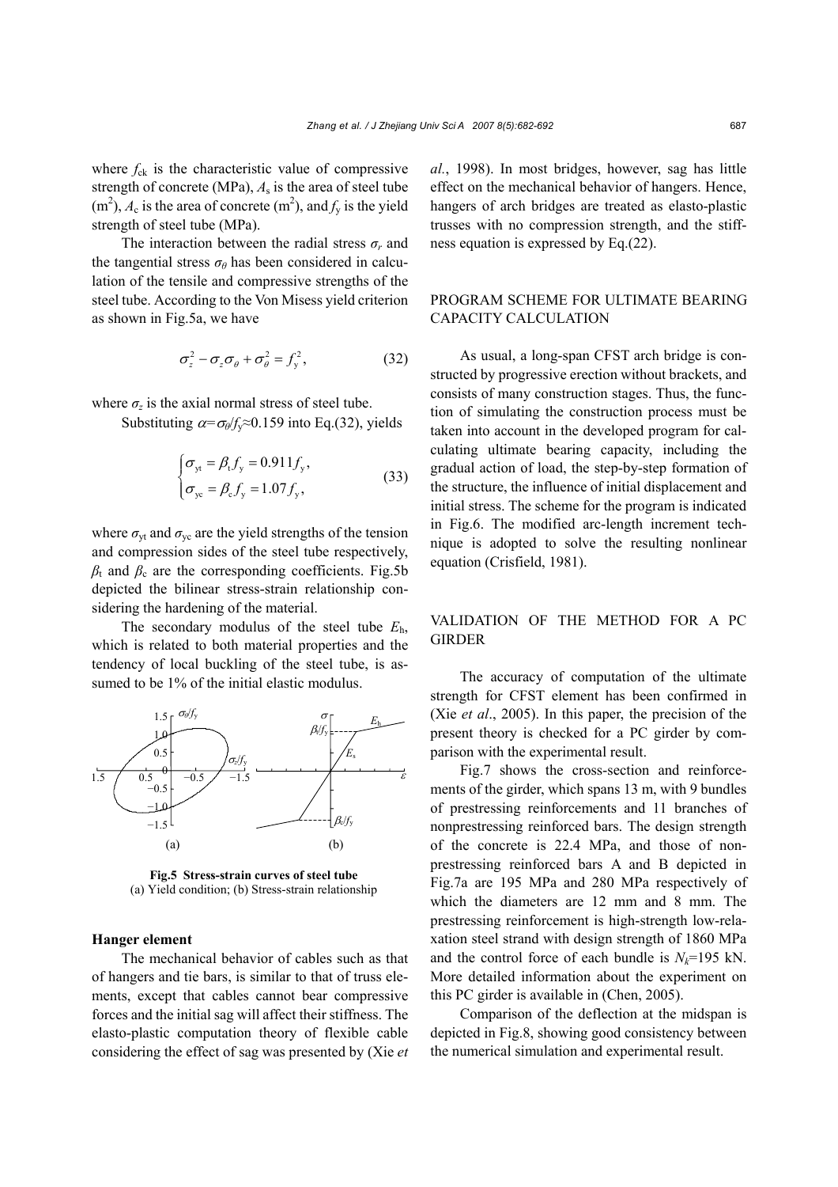where $f_{ck}$ is the characteristic value of compressive strength of concrete (MPa), $A_s$ is the area of steel tube (m$^2$), $A_c$ is the area of concrete (m$^2$), and $f_y$ is the yield strength of steel tube (MPa).

The interaction between the radial stress $\sigma_r$ and the tangential stress $\sigma_\theta$ has been considered in calculation of the tensile and compressive strengths of the steel tube. According to the Von Misess yield criterion as shown in Fig.5a, we have

$$\sigma_z^2 - \sigma_z\sigma_\theta + \sigma_\theta^2 = f_y^2, \tag{32}$$

where $\sigma_z$ is the axial normal stress of steel tube.

Substituting $\alpha=\sigma_\theta/f_y\approx0.159$ into Eq.(32), yields

$$\begin{cases} \sigma_{yt} = \beta_t f_y = 0.911 f_y, \\ \sigma_{yc} = \beta_c f_y = 1.07 f_y, \end{cases} \tag{33}$$

where $\sigma_{yt}$ and $\sigma_{yc}$ are the yield strengths of the tension and compression sides of the steel tube respectively, $\beta_t$ and $\beta_c$ are the corresponding coefficients. Fig.5b depicted the bilinear stress-strain relationship considering the hardening of the material.

The secondary modulus of the steel tube $E_h$, which is related to both material properties and the tendency of local buckling of the steel tube, is assumed to be 1% of the initial elastic modulus.

**Fig.5 Stress-strain curves of steel tube**
(a) Yield condition; (b) Stress-strain relationship

### Hanger element

The mechanical behavior of cables such as that of hangers and tie bars, is similar to that of truss elements, except that cables cannot bear compressive forces and the initial sag will affect their stiffness. The elasto-plastic computation theory of flexible cable considering the effect of sag was presented by (Xie *et al.*, 1998). In most bridges, however, sag has little effect on the mechanical behavior of hangers. Hence, hangers of arch bridges are treated as elasto-plastic trusses with no compression strength, and the stiffness equation is expressed by Eq.(22).

## PROGRAM SCHEME FOR ULTIMATE BEARING CAPACITY CALCULATION

As usual, a long-span CFST arch bridge is constructed by progressive erection without brackets, and consists of many construction stages. Thus, the function of simulating the construction process must be taken into account in the developed program for calculating ultimate bearing capacity, including the gradual action of load, the step-by-step formation of the structure, the influence of initial displacement and initial stress. The scheme for the program is indicated in Fig.6. The modified arc-length increment technique is adopted to solve the resulting nonlinear equation (Crisfield, 1981).

## VALIDATION OF THE METHOD FOR A PC GIRDER

The accuracy of computation of the ultimate strength for CFST element has been confirmed in (Xie *et al*., 2005). In this paper, the precision of the present theory is checked for a PC girder by comparison with the experimental result.

Fig.7 shows the cross-section and reinforcements of the girder, which spans 13 m, with 9 bundles of prestressing reinforcements and 11 branches of nonprestressing reinforced bars. The design strength of the concrete is 22.4 MPa, and those of nonprestressing reinforced bars A and B depicted in Fig.7a are 195 MPa and 280 MPa respectively of which the diameters are 12 mm and 8 mm. The prestressing reinforcement is high-strength low-relaxation steel strand with design strength of 1860 MPa and the control force of each bundle is $N_k$=195 kN. More detailed information about the experiment on this PC girder is available in (Chen, 2005).

Comparison of the deflection at the midspan is depicted in Fig.8, showing good consistency between the numerical simulation and experimental result.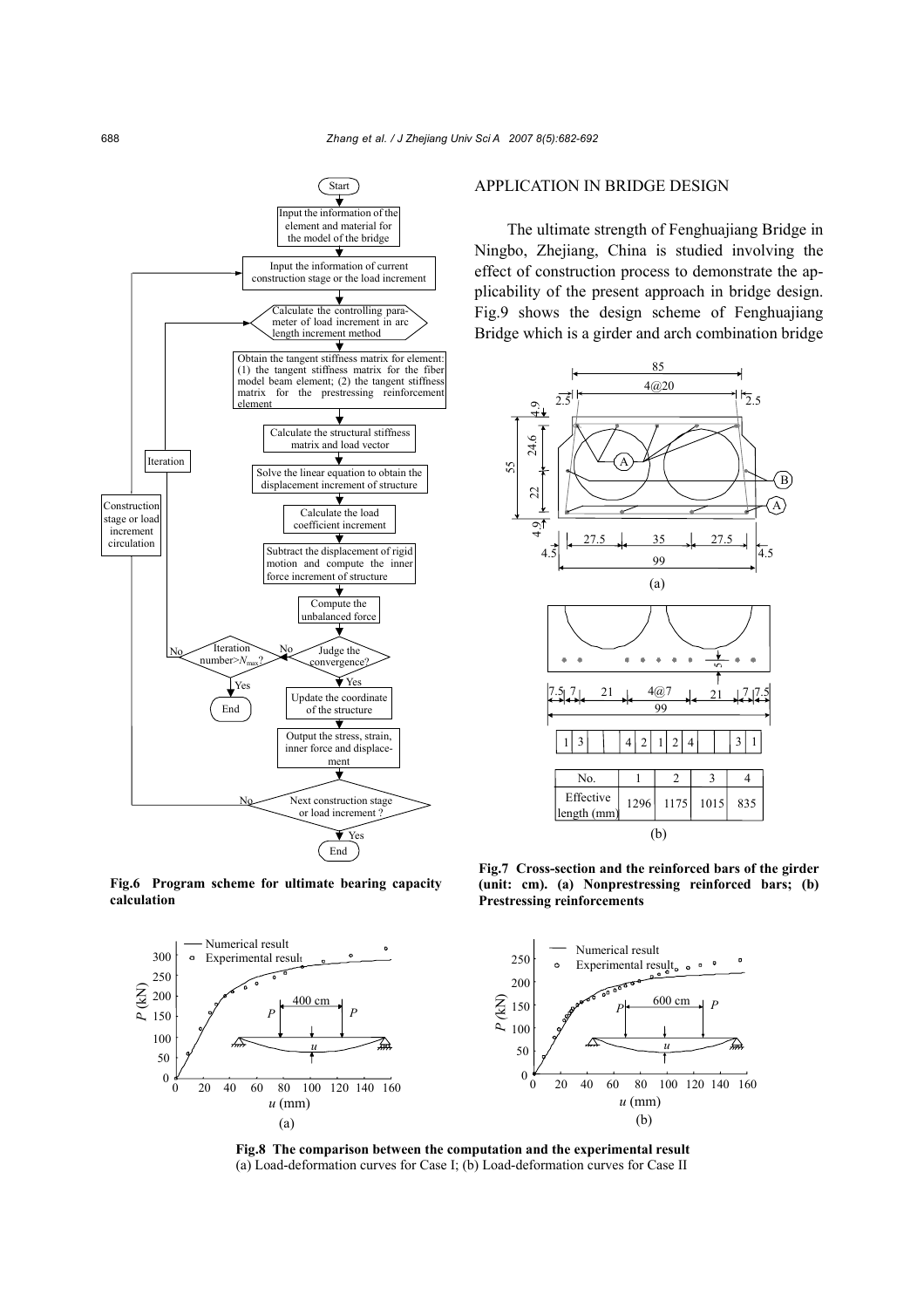Fig.6 Program scheme for ultimate bearing capacity calculation

## APPLICATION IN BRIDGE DESIGN

The ultimate strength of Fenghuajiang Bridge in Ningbo, Zhejiang, China is studied involving the effect of construction process to demonstrate the applicability of the present approach in bridge design. Fig.9 shows the design scheme of Fenghuajiang Bridge which is a girder and arch combination bridge

| No. | 1 | 2 | 3 | 4 |
|---|---|---|---|---|
| Effective length (mm) | 1296 | 1175 | 1015 | 835 |

**Fig.7 Cross-section and the reinforced bars of the girder (unit: cm). (a) Nonprestressing reinforced bars; (b) Prestressing reinforcements**

**Fig.8 The comparison between the computation and the experimental result**
(a) Load-deformation curves for Case I; (b) Load-deformation curves for Case II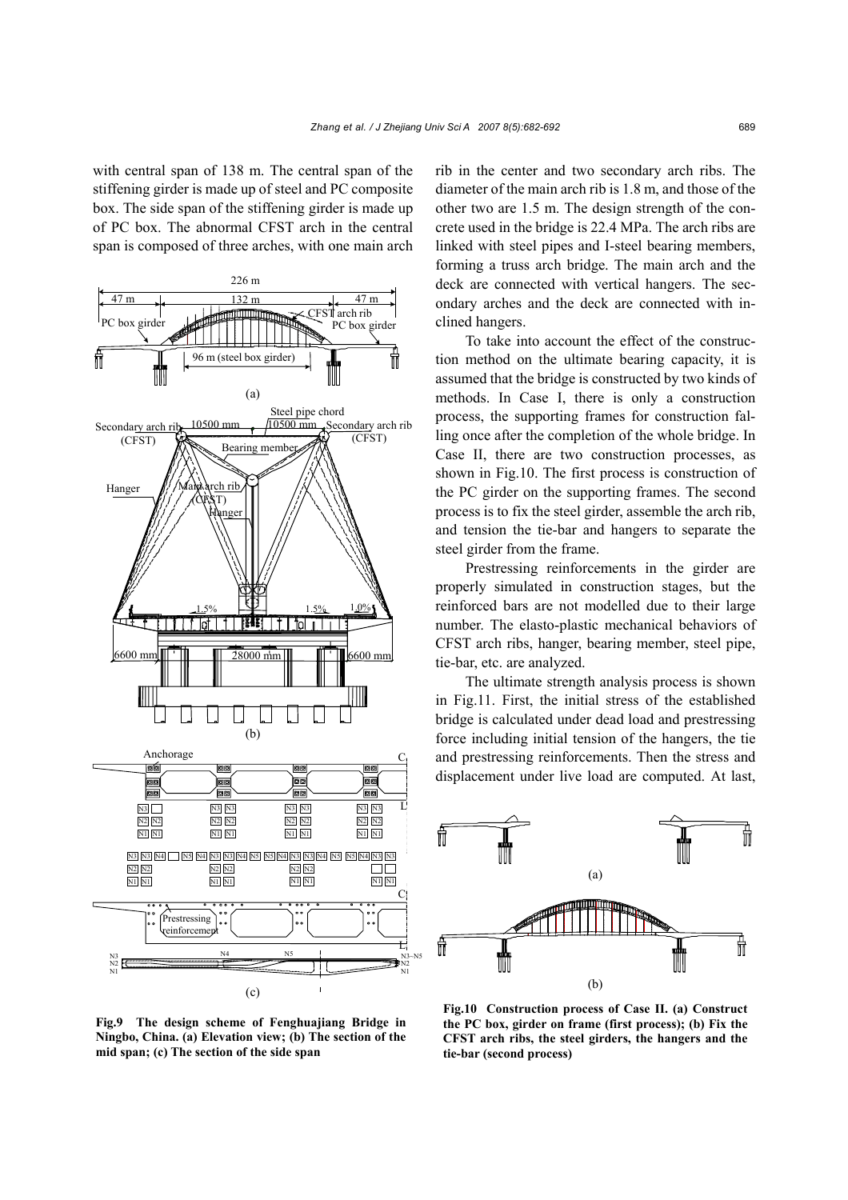with central span of 138 m. The central span of the stiffening girder is made up of steel and PC composite box. The side span of the stiffening girder is made up of PC box. The abnormal CFST arch in the central span is composed of three arches, with one main arch rib in the center and two secondary arch ribs. The diameter of the main arch rib is 1.8 m, and those of the other two are 1.5 m. The design strength of the concrete used in the bridge is 22.4 MPa. The arch ribs are linked with steel pipes and I-steel bearing members, forming a truss arch bridge. The main arch and the deck are connected with vertical hangers. The secondary arches and the deck are connected with inclined hangers.

To take into account the effect of the construction method on the ultimate bearing capacity, it is assumed that the bridge is constructed by two kinds of methods. In Case I, there is only a construction process, the supporting frames for construction falling once after the completion of the whole bridge. In Case II, there are two construction processes, as shown in Fig.10. The first process is construction of the PC girder on the supporting frames. The second process is to fix the steel girder, assemble the arch rib, and tension the tie-bar and hangers to separate the steel girder from the frame.

Prestressing reinforcements in the girder are properly simulated in construction stages, but the reinforced bars are not modelled due to their large number. The elasto-plastic mechanical behaviors of CFST arch ribs, hanger, bearing member, steel pipe, tie-bar, etc. are analyzed.

The ultimate strength analysis process is shown in Fig.11. First, the initial stress of the established bridge is calculated under dead load and prestressing force including initial tension of the hangers, the tie and prestressing reinforcements. Then the stress and displacement under live load are computed. At last,

**Fig.9 The design scheme of Fenghuajiang Bridge in Ningbo, China. (a) Elevation view; (b) The section of the mid span; (c) The section of the side span**

**Fig.10 Construction process of Case II. (a) Construct the PC box, girder on frame (first process); (b) Fix the CFST arch ribs, the steel girders, the hangers and the tie-bar (second process)**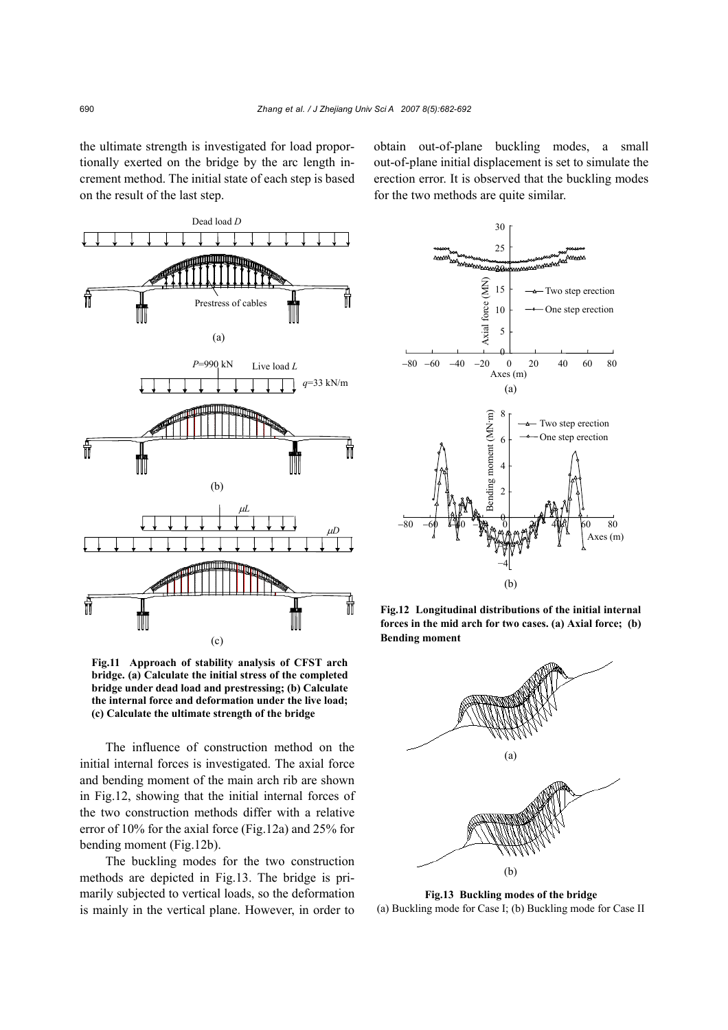the ultimate strength is investigated for load proportionally exerted on the bridge by the arc length increment method. The initial state of each step is based on the result of the last step.

**Fig.11 Approach of stability analysis of CFST arch bridge. (a) Calculate the initial stress of the completed bridge under dead load and prestressing; (b) Calculate the internal force and deformation under the live load; (c) Calculate the ultimate strength of the bridge**

The influence of construction method on the initial internal forces is investigated. The axial force and bending moment of the main arch rib are shown in Fig.12, showing that the initial internal forces of the two construction methods differ with a relative error of 10% for the axial force (Fig.12a) and 25% for bending moment (Fig.12b).

The buckling modes for the two construction methods are depicted in Fig.13. The bridge is primarily subjected to vertical loads, so the deformation is mainly in the vertical plane. However, in order to obtain out-of-plane buckling modes, a small out-of-plane initial displacement is set to simulate the erection error. It is observed that the buckling modes for the two methods are quite similar.

**Fig.12 Longitudinal distributions of the initial internal forces in the mid arch for two cases. (a) Axial force; (b) Bending moment**

**Fig.13 Buckling modes of the bridge**
(a) Buckling mode for Case I; (b) Buckling mode for Case II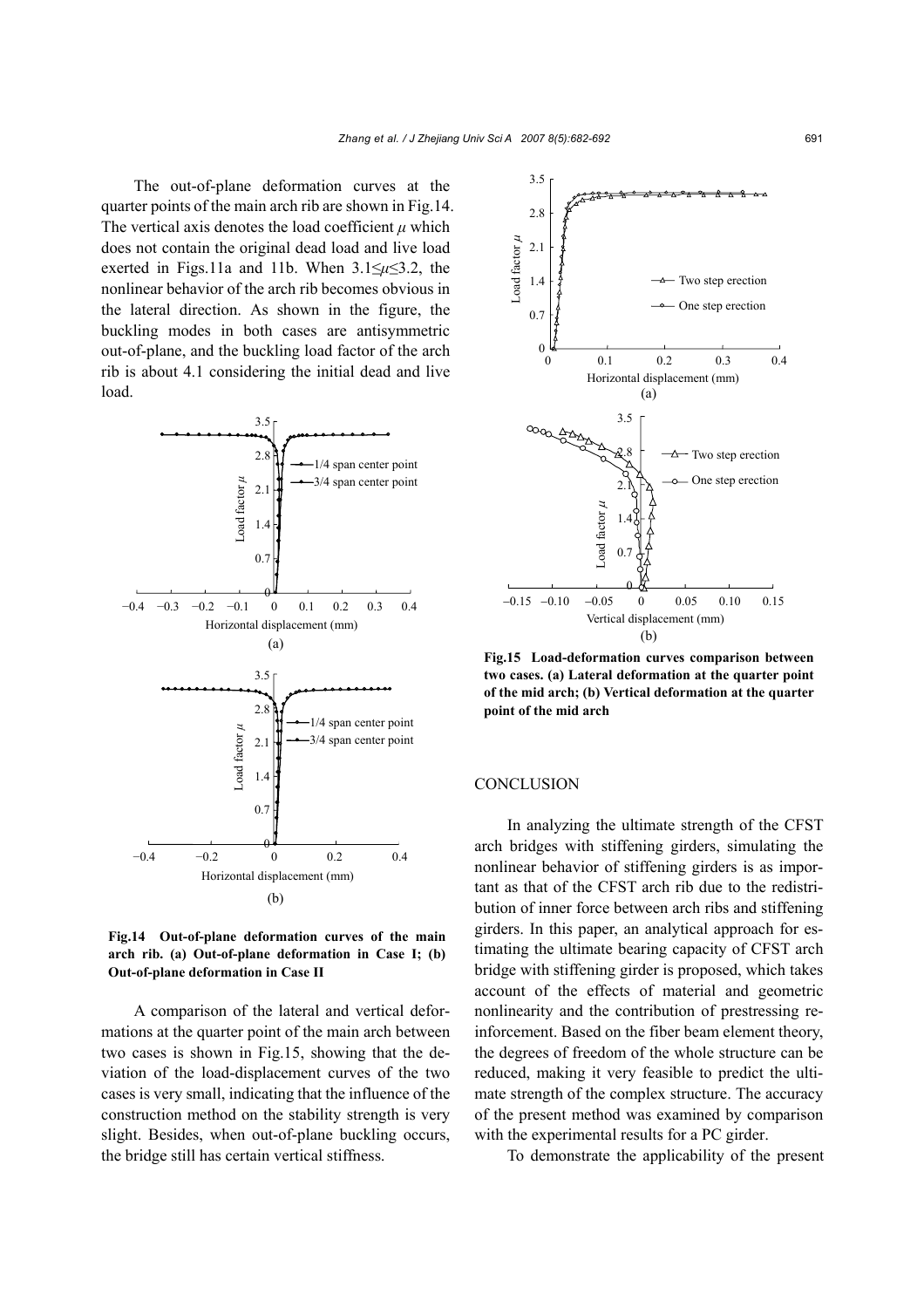The out-of-plane deformation curves at the quarter points of the main arch rib are shown in Fig.14. The vertical axis denotes the load coefficient $\mu$ which does not contain the original dead load and live load exerted in Figs.11a and 11b. When $3.1 \leq \mu \leq 3.2$, the nonlinear behavior of the arch rib becomes obvious in the lateral direction. As shown in the figure, the buckling modes in both cases are antisymmetric out-of-plane, and the buckling load factor of the arch rib is about 4.1 considering the initial dead and live load.

**Fig.14 Out-of-plane deformation curves of the main arch rib. (a) Out-of-plane deformation in Case I; (b) Out-of-plane deformation in Case II**

A comparison of the lateral and vertical deformations at the quarter point of the main arch between two cases is shown in Fig.15, showing that the deviation of the load-displacement curves of the two cases is very small, indicating that the influence of the construction method on the stability strength is very slight. Besides, when out-of-plane buckling occurs, the bridge still has certain vertical stiffness.

**Fig.15 Load-deformation curves comparison between two cases. (a) Lateral deformation at the quarter point of the mid arch; (b) Vertical deformation at the quarter point of the mid arch**

## CONCLUSION

In analyzing the ultimate strength of the CFST arch bridges with stiffening girders, simulating the nonlinear behavior of stiffening girders is as important as that of the CFST arch rib due to the redistribution of inner force between arch ribs and stiffening girders. In this paper, an analytical approach for estimating the ultimate bearing capacity of CFST arch bridge with stiffening girder is proposed, which takes account of the effects of material and geometric nonlinearity and the contribution of prestressing reinforcement. Based on the fiber beam element theory, the degrees of freedom of the whole structure can be reduced, making it very feasible to predict the ultimate strength of the complex structure. The accuracy of the present method was examined by comparison with the experimental results for a PC girder.

To demonstrate the applicability of the present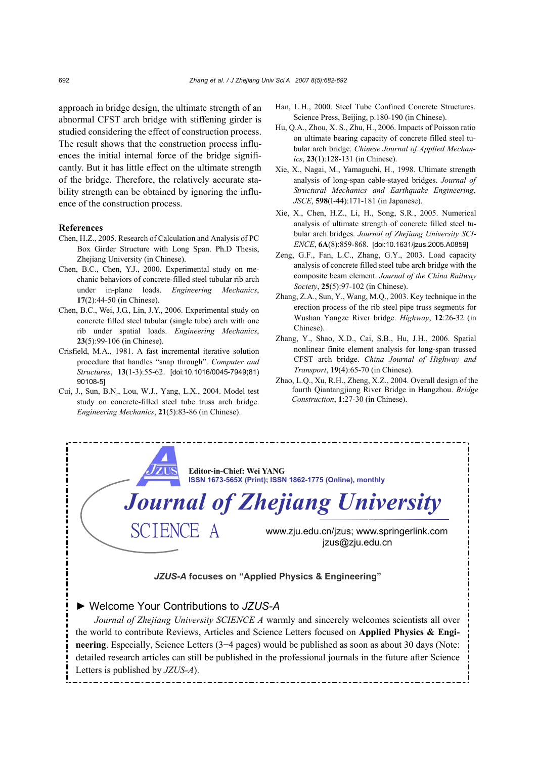approach in bridge design, the ultimate strength of an abnormal CFST arch bridge with stiffening girder is studied considering the effect of construction process. The result shows that the construction process influences the initial internal force of the bridge significantly. But it has little effect on the ultimate strength of the bridge. Therefore, the relatively accurate stability strength can be obtained by ignoring the influence of the construction process.

## References

Chen, H.Z., 2005. Research of Calculation and Analysis of PC Box Girder Structure with Long Span. Ph.D Thesis, Zhejiang University (in Chinese).

Chen, B.C., Chen, Y.J., 2000. Experimental study on mechanic behaviors of concrete-filled steel tubular rib arch under in-plane loads. *Engineering Mechanics*, **17**(2):44-50 (in Chinese).

Chen, B.C., Wei, J.G., Lin, J.Y., 2006. Experimental study on concrete filled steel tubular (single tube) arch with one rib under spatial loads. *Engineering Mechanics*, **23**(5):99-106 (in Chinese).

Crisfield, M.A., 1981. A fast incremental iterative solution procedure that handles "snap through". *Computer and Structures*, **13**(1-3):55-62. [doi:10.1016/0045-7949(81)90108-5]

Cui, J., Sun, B.N., Lou, W.J., Yang, L.X., 2004. Model test study on concrete-filled steel tube truss arch bridge. *Engineering Mechanics*, **21**(5):83-86 (in Chinese).

Han, L.H., 2000. Steel Tube Confined Concrete Structures. Science Press, Beijing, p.180-190 (in Chinese).

Hu, Q.A., Zhou, X. S., Zhu, H., 2006. Impacts of Poisson ratio on ultimate bearing capacity of concrete filled steel tubular arch bridge. *Chinese Journal of Applied Mechanics*, **23**(1):128-131 (in Chinese).

Xie, X., Nagai, M., Yamaguchi, H., 1998. Ultimate strength analysis of long-span cable-stayed bridges. *Journal of Structural Mechanics and Earthquake Engineering*, *JSCE*, **598**(I-44):171-181 (in Japanese).

Xie, X., Chen, H.Z., Li, H., Song, S.R., 2005. Numerical analysis of ultimate strength of concrete filled steel tubular arch bridges. *Journal of Zhejiang University SCIENCE*, **6A**(8):859-868. [doi:10.1631/jzus.2005.A0859]

Zeng, G.F., Fan, L.C., Zhang, G.Y., 2003. Load capacity analysis of concrete filled steel tube arch bridge with the composite beam element. *Journal of the China Railway Society*, **25**(5):97-102 (in Chinese).

Zhang, Z.A., Sun, Y., Wang, M.Q., 2003. Key technique in the erection process of the rib steel pipe truss segments for Wushan Yangze River bridge. *Highway*, **12**:26-32 (in Chinese).

Zhang, Y., Shao, X.D., Cai, S.B., Hu, J.H., 2006. Spatial nonlinear finite element analysis for long-span trussed CFST arch bridge. *China Journal of Highway and Transport*, **19**(4):65-70 (in Chinese).

Zhao, L.Q., Xu, R.H., Zheng, X.Z., 2004. Overall design of the fourth Qiantangjiang River Bridge in Hangzhou. *Bridge Construction*, **1**:27-30 (in Chinese).

---

**Editor-in-Chief: Wei YANG**
**ISSN 1673-565X (Print); ISSN 1862-1775 (Online), monthly**

# *Journal of Zhejiang University* SCIENCE A

www.zju.edu.cn/jzus; www.springerlink.com
jzus@zju.edu.cn

***JZUS-A* focuses on "Applied Physics & Engineering"**

► Welcome Your Contributions to *JZUS-A*

*Journal of Zhejiang University SCIENCE A* warmly and sincerely welcomes scientists all over the world to contribute Reviews, Articles and Science Letters focused on **Applied Physics & Engineering**. Especially, Science Letters (3−4 pages) would be published as soon as about 30 days (Note: detailed research articles can still be published in the professional journals in the future after Science Letters is published by *JZUS-A*).